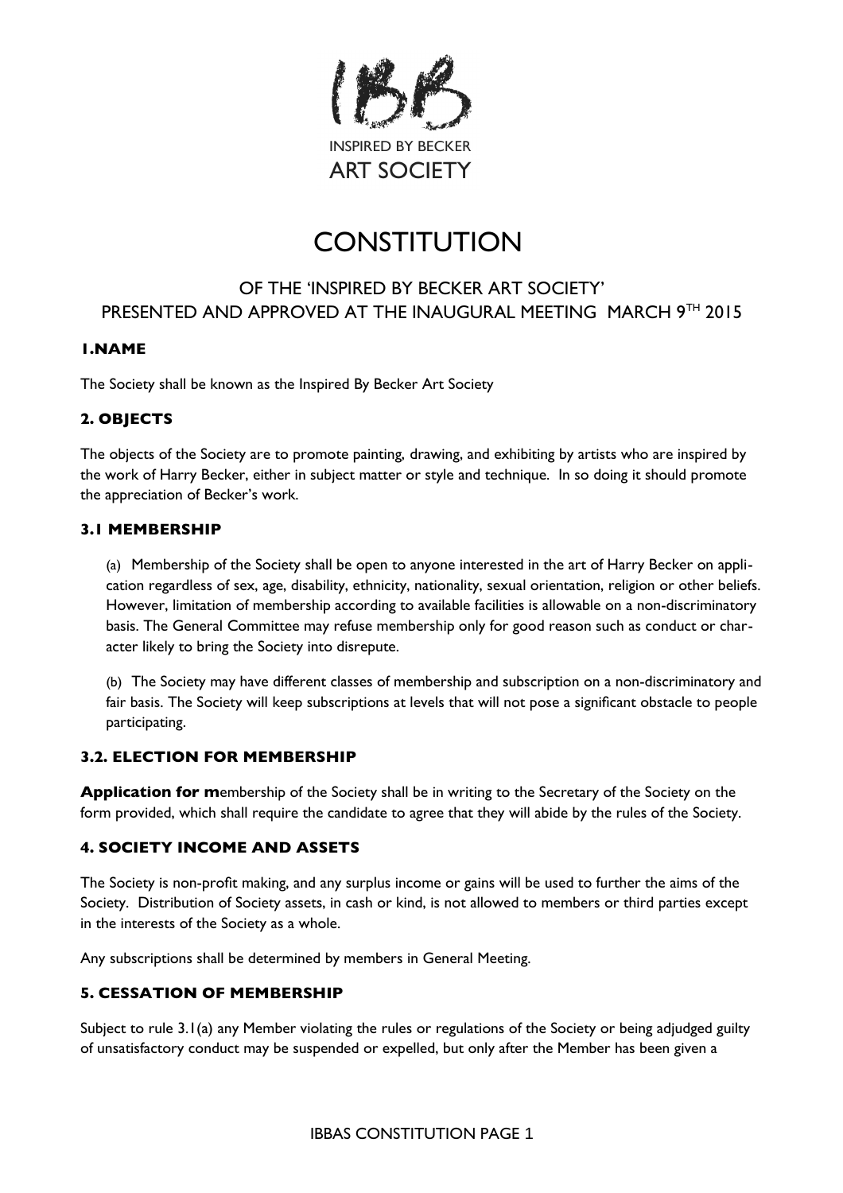INSPIRED BY BECKER
ART SOCIETY

# CONSTITUTION

## OF THE 'INSPIRED BY BECKER ART SOCIETY' PRESENTED AND APPROVED AT THE INAUGURAL MEETING MARCH 9TH 2015

### 1.NAME

The Society shall be known as the Inspired By Becker Art Society

### 2. OBJECTS

The objects of the Society are to promote painting, drawing, and exhibiting by artists who are inspired by the work of Harry Becker, either in subject matter or style and technique. In so doing it should promote the appreciation of Becker's work.

### 3.1 MEMBERSHIP

(a) Membership of the Society shall be open to anyone interested in the art of Harry Becker on application regardless of sex, age, disability, ethnicity, nationality, sexual orientation, religion or other beliefs. However, limitation of membership according to available facilities is allowable on a non-discriminatory basis. The General Committee may refuse membership only for good reason such as conduct or character likely to bring the Society into disrepute.

(b) The Society may have different classes of membership and subscription on a non-discriminatory and fair basis. The Society will keep subscriptions at levels that will not pose a significant obstacle to people participating.

### 3.2. ELECTION FOR MEMBERSHIP

**Application for m**embership of the Society shall be in writing to the Secretary of the Society on the form provided, which shall require the candidate to agree that they will abide by the rules of the Society.

### 4. SOCIETY INCOME AND ASSETS

The Society is non-profit making, and any surplus income or gains will be used to further the aims of the Society. Distribution of Society assets, in cash or kind, is not allowed to members or third parties except in the interests of the Society as a whole.

Any subscriptions shall be determined by members in General Meeting.

### 5. CESSATION OF MEMBERSHIP

Subject to rule 3.1(a) any Member violating the rules or regulations of the Society or being adjudged guilty of unsatisfactory conduct may be suspended or expelled, but only after the Member has been given a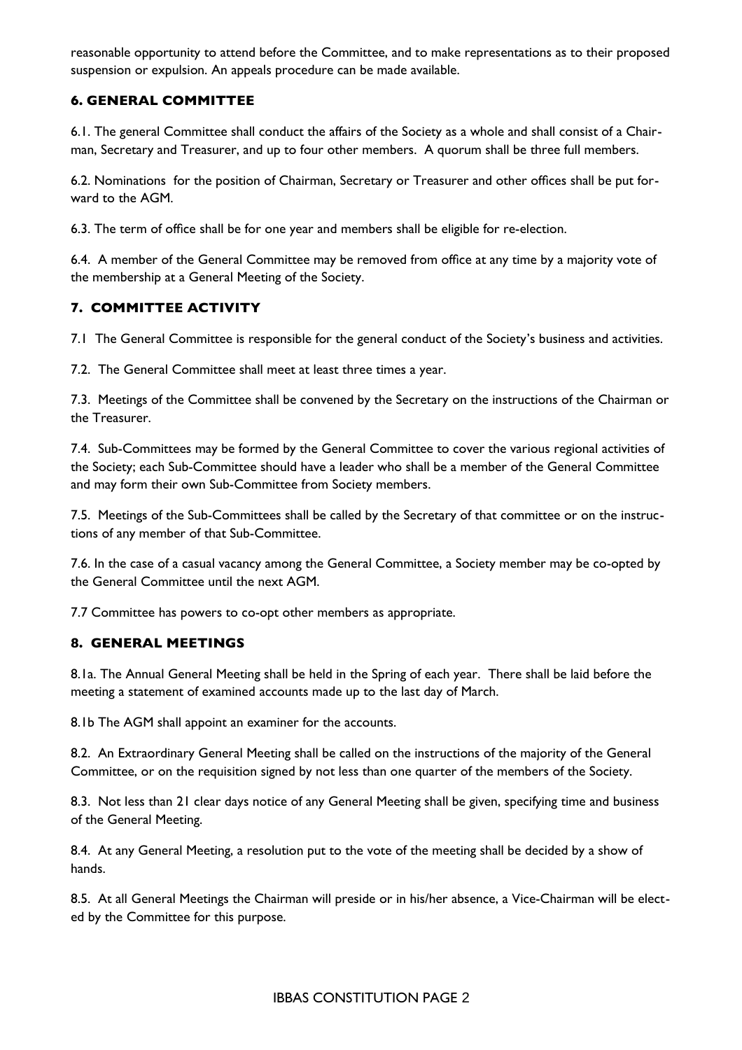reasonable opportunity to attend before the Committee, and to make representations as to their proposed suspension or expulsion. An appeals procedure can be made available.

### 6. GENERAL COMMITTEE

6.1. The general Committee shall conduct the affairs of the Society as a whole and shall consist of a Chairman, Secretary and Treasurer, and up to four other members. A quorum shall be three full members.

6.2. Nominations for the position of Chairman, Secretary or Treasurer and other offices shall be put forward to the AGM.

6.3. The term of office shall be for one year and members shall be eligible for re-election.

6.4. A member of the General Committee may be removed from office at any time by a majority vote of the membership at a General Meeting of the Society.

### 7. COMMITTEE ACTIVITY

7.1 The General Committee is responsible for the general conduct of the Society's business and activities.

7.2. The General Committee shall meet at least three times a year.

7.3. Meetings of the Committee shall be convened by the Secretary on the instructions of the Chairman or the Treasurer.

7.4. Sub-Committees may be formed by the General Committee to cover the various regional activities of the Society; each Sub-Committee should have a leader who shall be a member of the General Committee and may form their own Sub-Committee from Society members.

7.5. Meetings of the Sub-Committees shall be called by the Secretary of that committee or on the instructions of any member of that Sub-Committee.

7.6. In the case of a casual vacancy among the General Committee, a Society member may be co-opted by the General Committee until the next AGM.

7.7 Committee has powers to co-opt other members as appropriate.

### 8. GENERAL MEETINGS

8.1a. The Annual General Meeting shall be held in the Spring of each year. There shall be laid before the meeting a statement of examined accounts made up to the last day of March.

8.1b The AGM shall appoint an examiner for the accounts.

8.2. An Extraordinary General Meeting shall be called on the instructions of the majority of the General Committee, or on the requisition signed by not less than one quarter of the members of the Society.

8.3. Not less than 21 clear days notice of any General Meeting shall be given, specifying time and business of the General Meeting.

8.4. At any General Meeting, a resolution put to the vote of the meeting shall be decided by a show of hands.

8.5. At all General Meetings the Chairman will preside or in his/her absence, a Vice-Chairman will be elected by the Committee for this purpose.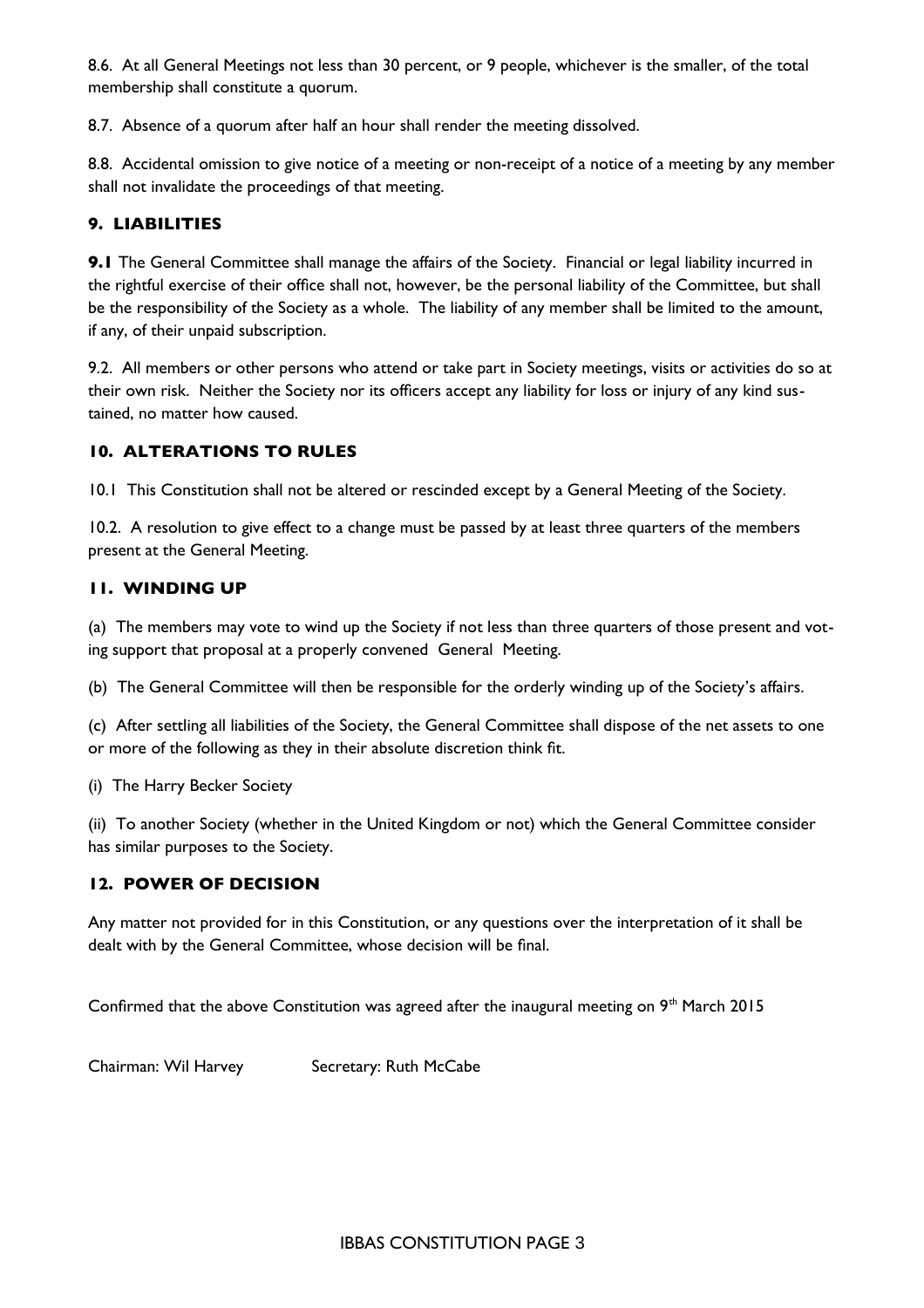8.6. At all General Meetings not less than 30 percent, or 9 people, whichever is the smaller, of the total membership shall constitute a quorum.

8.7. Absence of a quorum after half an hour shall render the meeting dissolved.

8.8. Accidental omission to give notice of a meeting or non-receipt of a notice of a meeting by any member shall not invalidate the proceedings of that meeting.

### 9. LIABILITIES

**9.1** The General Committee shall manage the affairs of the Society. Financial or legal liability incurred in the rightful exercise of their office shall not, however, be the personal liability of the Committee, but shall be the responsibility of the Society as a whole. The liability of any member shall be limited to the amount, if any, of their unpaid subscription.

9.2. All members or other persons who attend or take part in Society meetings, visits or activities do so at their own risk. Neither the Society nor its officers accept any liability for loss or injury of any kind sustained, no matter how caused.

### 10. ALTERATIONS TO RULES

10.1 This Constitution shall not be altered or rescinded except by a General Meeting of the Society.

10.2. A resolution to give effect to a change must be passed by at least three quarters of the members present at the General Meeting.

### 11. WINDING UP

(a) The members may vote to wind up the Society if not less than three quarters of those present and voting support that proposal at a properly convened General Meeting.

(b) The General Committee will then be responsible for the orderly winding up of the Society's affairs.

(c) After settling all liabilities of the Society, the General Committee shall dispose of the net assets to one or more of the following as they in their absolute discretion think fit.

(i) The Harry Becker Society

(ii) To another Society (whether in the United Kingdom or not) which the General Committee consider has similar purposes to the Society.

### 12. POWER OF DECISION

Any matter not provided for in this Constitution, or any questions over the interpretation of it shall be dealt with by the General Committee, whose decision will be final.

Confirmed that the above Constitution was agreed after the inaugural meeting on 9th March 2015

Chairman: Wil Harvey    Secretary: Ruth McCabe